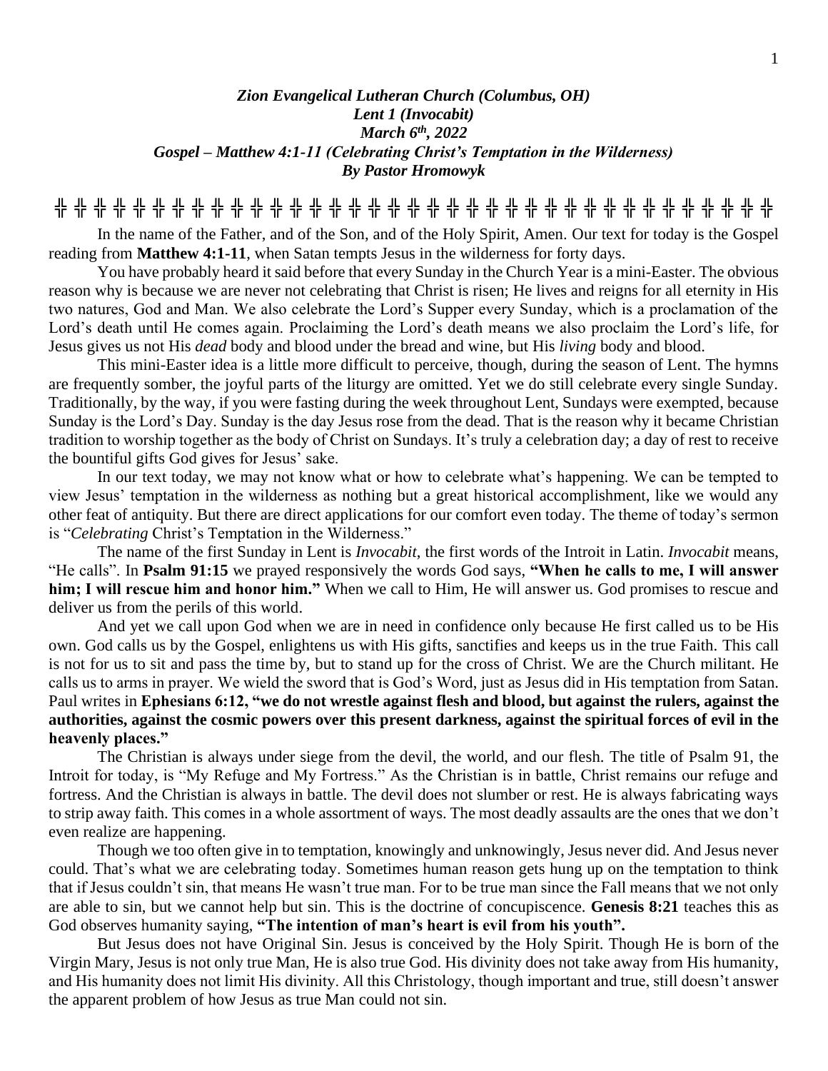***Zion Evangelical Lutheran Church (Columbus, OH)***
***Lent 1 (Invocabit)***
***March 6th, 2022***
***Gospel – Matthew 4:1-11 (Celebrating Christ's Temptation in the Wilderness)***
***By Pastor Hromowyk***

╬ ╬ ╬ ╬ ╬ ╬ ╬ ╬ ╬ ╬ ╬ ╬ ╬ ╬ ╬ ╬ ╬ ╬ ╬ ╬ ╬ ╬ ╬ ╬ ╬ ╬ ╬ ╬ ╬ ╬ ╬ ╬ ╬ ╬ ╬ ╬

In the name of the Father, and of the Son, and of the Holy Spirit, Amen. Our text for today is the Gospel reading from **Matthew 4:1-11**, when Satan tempts Jesus in the wilderness for forty days.

You have probably heard it said before that every Sunday in the Church Year is a mini-Easter. The obvious reason why is because we are never not celebrating that Christ is risen; He lives and reigns for all eternity in His two natures, God and Man. We also celebrate the Lord's Supper every Sunday, which is a proclamation of the Lord's death until He comes again. Proclaiming the Lord's death means we also proclaim the Lord's life, for Jesus gives us not His *dead* body and blood under the bread and wine, but His *living* body and blood.

This mini-Easter idea is a little more difficult to perceive, though, during the season of Lent. The hymns are frequently somber, the joyful parts of the liturgy are omitted. Yet we do still celebrate every single Sunday. Traditionally, by the way, if you were fasting during the week throughout Lent, Sundays were exempted, because Sunday is the Lord's Day. Sunday is the day Jesus rose from the dead. That is the reason why it became Christian tradition to worship together as the body of Christ on Sundays. It's truly a celebration day; a day of rest to receive the bountiful gifts God gives for Jesus' sake.

In our text today, we may not know what or how to celebrate what's happening. We can be tempted to view Jesus' temptation in the wilderness as nothing but a great historical accomplishment, like we would any other feat of antiquity. But there are direct applications for our comfort even today. The theme of today's sermon is "*Celebrating* Christ's Temptation in the Wilderness."

The name of the first Sunday in Lent is *Invocabit*, the first words of the Introit in Latin. *Invocabit* means, "He calls". In **Psalm 91:15** we prayed responsively the words God says, **"When he calls to me, I will answer him; I will rescue him and honor him."** When we call to Him, He will answer us. God promises to rescue and deliver us from the perils of this world.

And yet we call upon God when we are in need in confidence only because He first called us to be His own. God calls us by the Gospel, enlightens us with His gifts, sanctifies and keeps us in the true Faith. This call is not for us to sit and pass the time by, but to stand up for the cross of Christ. We are the Church militant. He calls us to arms in prayer. We wield the sword that is God's Word, just as Jesus did in His temptation from Satan. Paul writes in **Ephesians 6:12, "we do not wrestle against flesh and blood, but against the rulers, against the authorities, against the cosmic powers over this present darkness, against the spiritual forces of evil in the heavenly places."**

The Christian is always under siege from the devil, the world, and our flesh. The title of Psalm 91, the Introit for today, is "My Refuge and My Fortress." As the Christian is in battle, Christ remains our refuge and fortress. And the Christian is always in battle. The devil does not slumber or rest. He is always fabricating ways to strip away faith. This comes in a whole assortment of ways. The most deadly assaults are the ones that we don't even realize are happening.

Though we too often give in to temptation, knowingly and unknowingly, Jesus never did. And Jesus never could. That's what we are celebrating today. Sometimes human reason gets hung up on the temptation to think that if Jesus couldn't sin, that means He wasn't true man. For to be true man since the Fall means that we not only are able to sin, but we cannot help but sin. This is the doctrine of concupiscence. **Genesis 8:21** teaches this as God observes humanity saying, **"The intention of man's heart is evil from his youth".**

But Jesus does not have Original Sin. Jesus is conceived by the Holy Spirit. Though He is born of the Virgin Mary, Jesus is not only true Man, He is also true God. His divinity does not take away from His humanity, and His humanity does not limit His divinity. All this Christology, though important and true, still doesn't answer the apparent problem of how Jesus as true Man could not sin.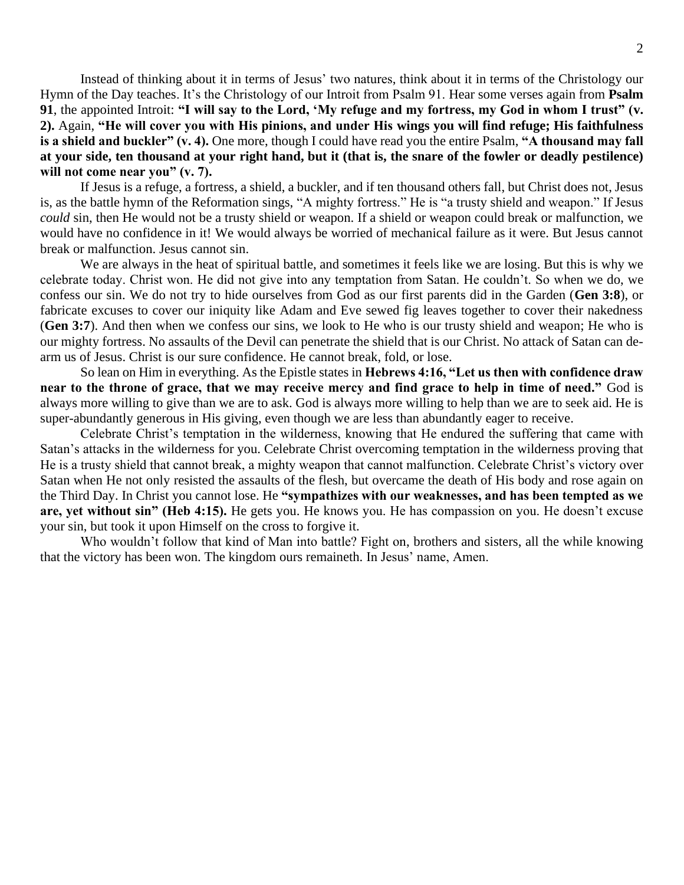Instead of thinking about it in terms of Jesus' two natures, think about it in terms of the Christology our Hymn of the Day teaches. It's the Christology of our Introit from Psalm 91. Hear some verses again from **Psalm 91**, the appointed Introit: **"I will say to the Lord, 'My refuge and my fortress, my God in whom I trust" (v. 2).** Again, **"He will cover you with His pinions, and under His wings you will find refuge; His faithfulness is a shield and buckler" (v. 4).** One more, though I could have read you the entire Psalm, **"A thousand may fall at your side, ten thousand at your right hand, but it (that is, the snare of the fowler or deadly pestilence) will not come near you" (v. 7).**

If Jesus is a refuge, a fortress, a shield, a buckler, and if ten thousand others fall, but Christ does not, Jesus is, as the battle hymn of the Reformation sings, "A mighty fortress." He is "a trusty shield and weapon." If Jesus *could* sin, then He would not be a trusty shield or weapon. If a shield or weapon could break or malfunction, we would have no confidence in it! We would always be worried of mechanical failure as it were. But Jesus cannot break or malfunction. Jesus cannot sin.

We are always in the heat of spiritual battle, and sometimes it feels like we are losing. But this is why we celebrate today. Christ won. He did not give into any temptation from Satan. He couldn't. So when we do, we confess our sin. We do not try to hide ourselves from God as our first parents did in the Garden (**Gen 3:8**), or fabricate excuses to cover our iniquity like Adam and Eve sewed fig leaves together to cover their nakedness (**Gen 3:7**). And then when we confess our sins, we look to He who is our trusty shield and weapon; He who is our mighty fortress. No assaults of the Devil can penetrate the shield that is our Christ. No attack of Satan can de-arm us of Jesus. Christ is our sure confidence. He cannot break, fold, or lose.

So lean on Him in everything. As the Epistle states in **Hebrews 4:16, "Let us then with confidence draw near to the throne of grace, that we may receive mercy and find grace to help in time of need."** God is always more willing to give than we are to ask. God is always more willing to help than we are to seek aid. He is super-abundantly generous in His giving, even though we are less than abundantly eager to receive.

Celebrate Christ's temptation in the wilderness, knowing that He endured the suffering that came with Satan's attacks in the wilderness for you. Celebrate Christ overcoming temptation in the wilderness proving that He is a trusty shield that cannot break, a mighty weapon that cannot malfunction. Celebrate Christ's victory over Satan when He not only resisted the assaults of the flesh, but overcame the death of His body and rose again on the Third Day. In Christ you cannot lose. He **"sympathizes with our weaknesses, and has been tempted as we are, yet without sin" (Heb 4:15).** He gets you. He knows you. He has compassion on you. He doesn't excuse your sin, but took it upon Himself on the cross to forgive it.

Who wouldn't follow that kind of Man into battle? Fight on, brothers and sisters, all the while knowing that the victory has been won. The kingdom ours remaineth. In Jesus' name, Amen.